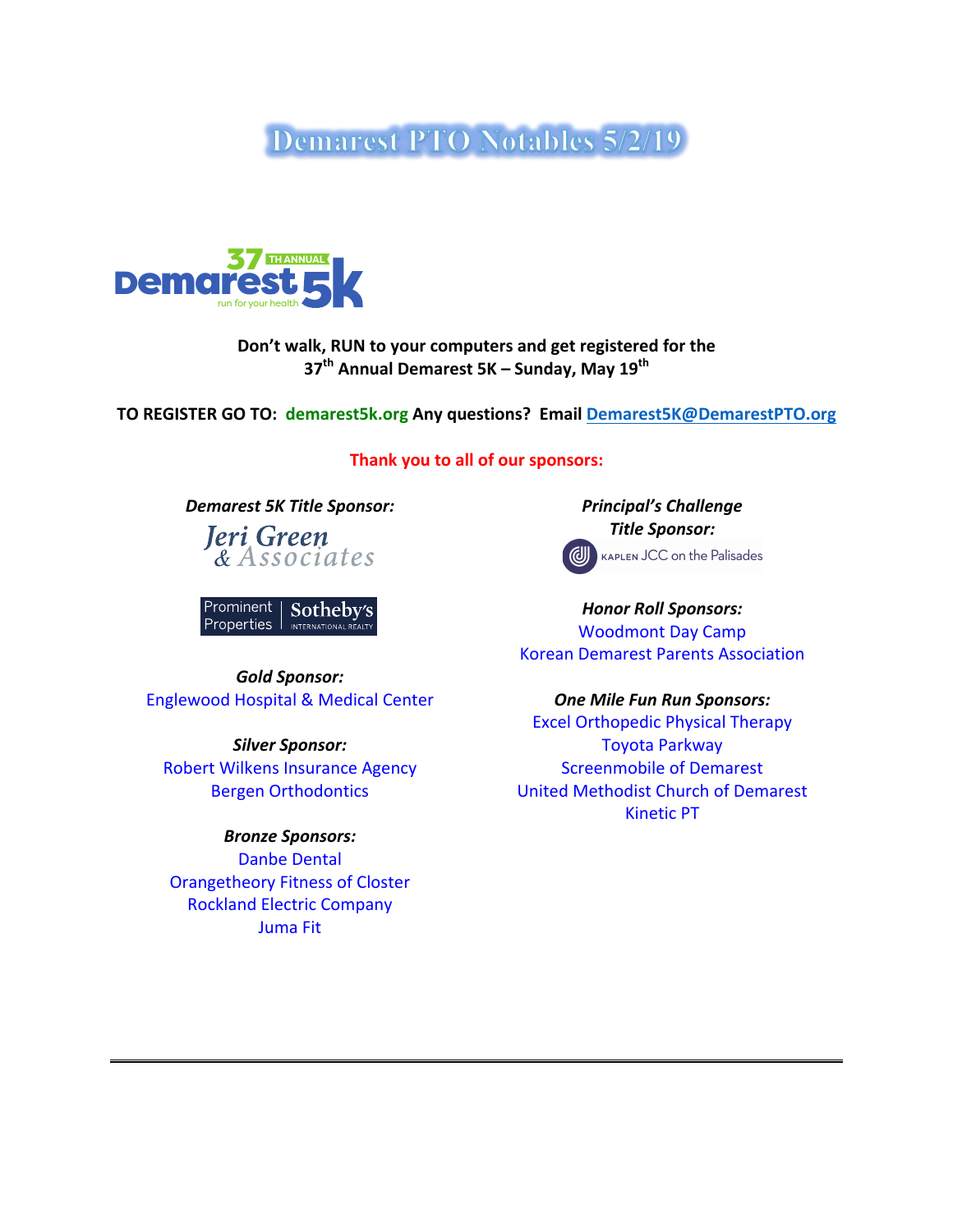# Demarest PTO Notables 5/2/19

37TH ANNUAL Demarest 5K run for your health

**Don't walk, RUN to your computers and get registered for the 37th Annual Demarest 5K – Sunday, May 19th**

**TO REGISTER GO TO: demarest5k.org Any questions? Email Demarest5K@DemarestPTO.org**

**Thank you to all of our sponsors:**

***Demarest 5K Title Sponsor:***

Jeri Green & Associates

Prominent Properties Sotheby's International Realty

***Gold Sponsor:***

Englewood Hospital & Medical Center

***Silver Sponsor:***

Robert Wilkens Insurance Agency
Bergen Orthodontics

***Bronze Sponsors:***

Danbe Dental
Orangetheory Fitness of Closter
Rockland Electric Company
Juma Fit

***Principal's Challenge Title Sponsor:***

Kaplen JCC on the Palisades

***Honor Roll Sponsors:***

Woodmont Day Camp
Korean Demarest Parents Association

***One Mile Fun Run Sponsors:***

Excel Orthopedic Physical Therapy
Toyota Parkway
Screenmobile of Demarest
United Methodist Church of Demarest
Kinetic PT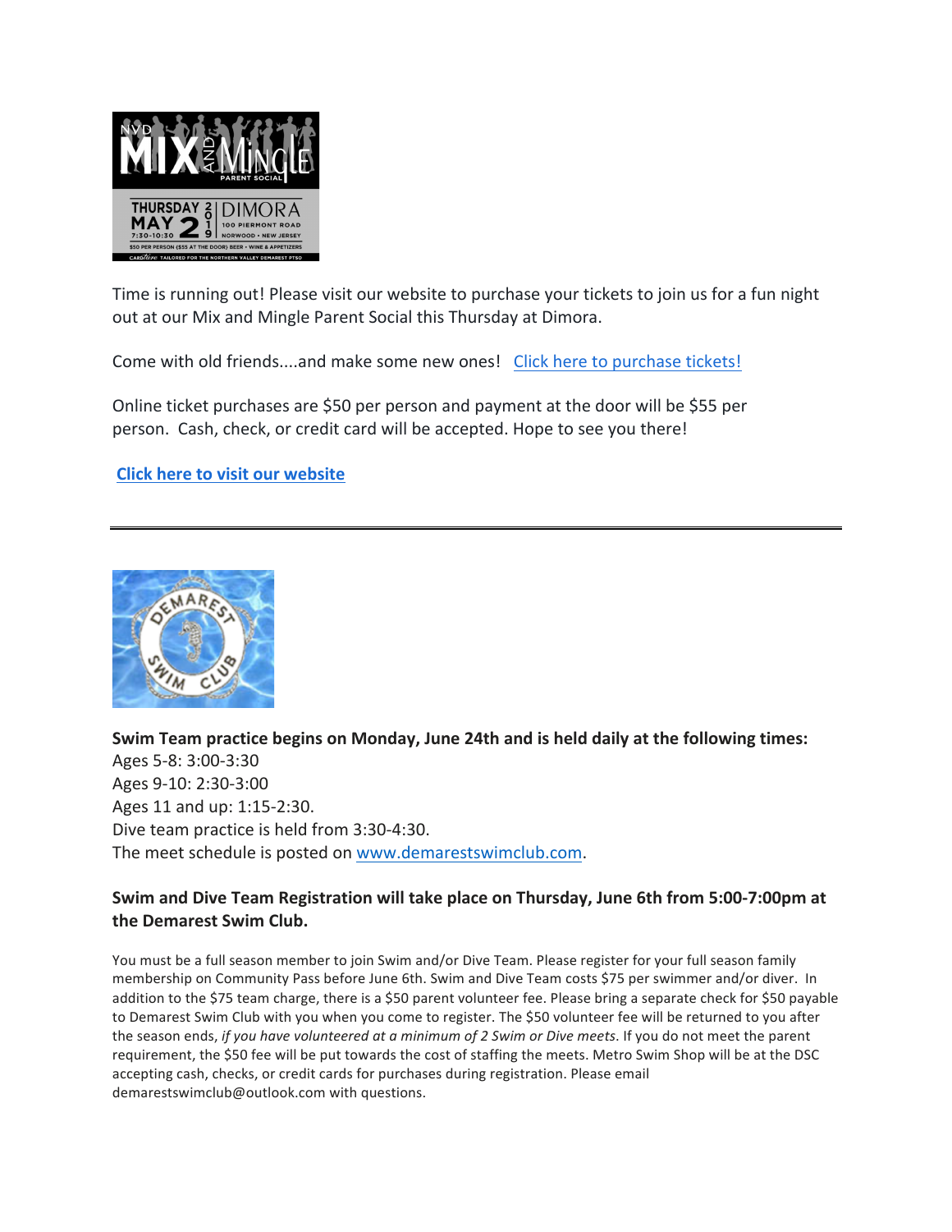Time is running out! Please visit our website to purchase your tickets to join us for a fun night out at our Mix and Mingle Parent Social this Thursday at Dimora.

Come with old friends....and make some new ones! [Click here to purchase tickets!]

Online ticket purchases are $50 per person and payment at the door will be $55 per person. Cash, check, or credit card will be accepted. Hope to see you there!

**Click here to visit our website**

---

**Swim Team practice begins on Monday, June 24th and is held daily at the following times:**
Ages 5-8: 3:00-3:30
Ages 9-10: 2:30-3:00
Ages 11 and up: 1:15-2:30.
Dive team practice is held from 3:30-4:30.
The meet schedule is posted on www.demarestswimclub.com.

**Swim and Dive Team Registration will take place on Thursday, June 6th from 5:00-7:00pm at the Demarest Swim Club.**

You must be a full season member to join Swim and/or Dive Team. Please register for your full season family membership on Community Pass before June 6th. Swim and Dive Team costs $75 per swimmer and/or diver. In addition to the $75 team charge, there is a $50 parent volunteer fee. Please bring a separate check for $50 payable to Demarest Swim Club with you when you come to register. The $50 volunteer fee will be returned to you after the season ends, *if you have volunteered at a minimum of 2 Swim or Dive meets*. If you do not meet the parent requirement, the $50 fee will be put towards the cost of staffing the meets. Metro Swim Shop will be at the DSC accepting cash, checks, or credit cards for purchases during registration. Please email demarestswimclub@outlook.com with questions.